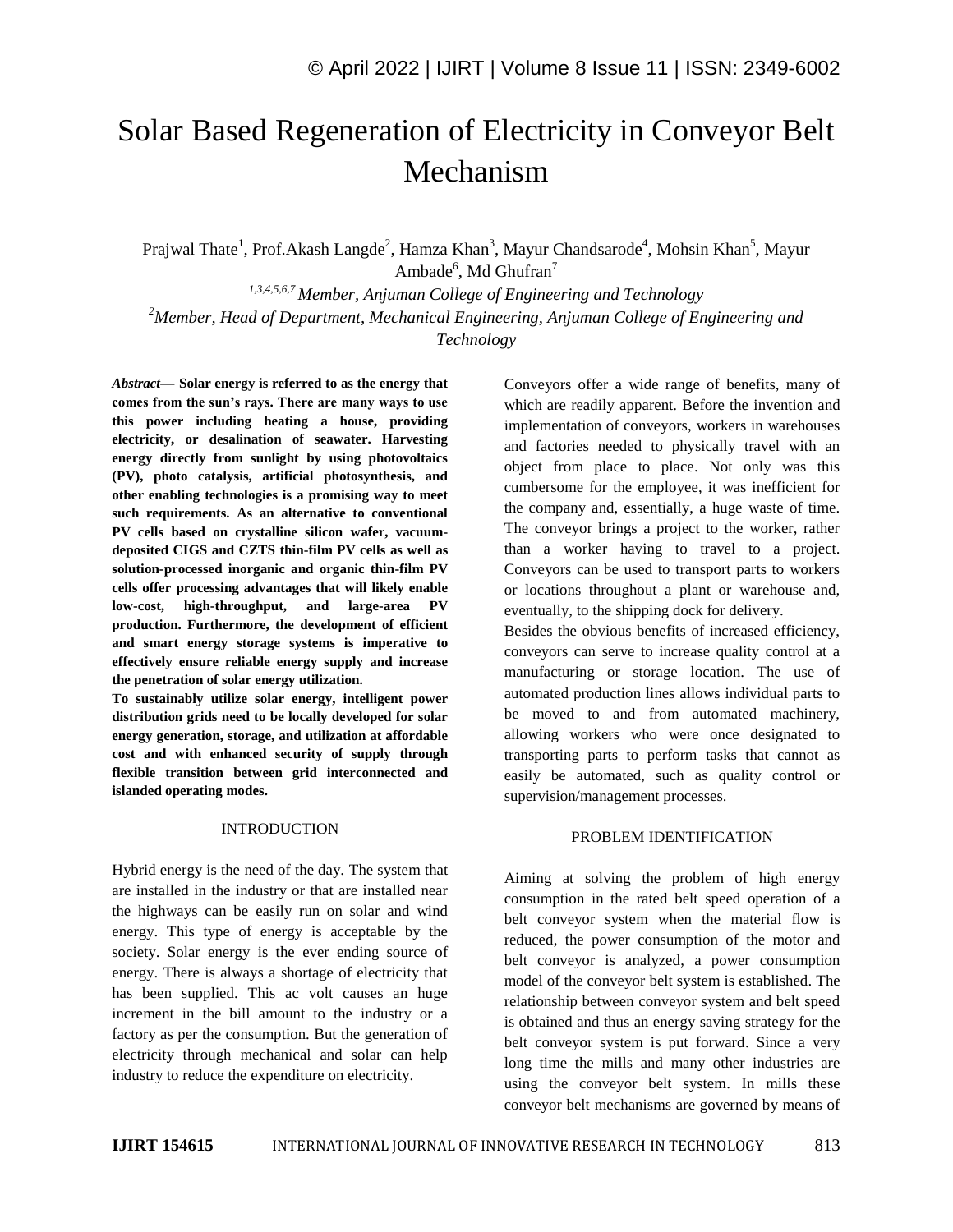# Solar Based Regeneration of Electricity in Conveyor Belt Mechanism

Prajwal Thate[1], Prof.Akash Langde[2], Hamza Khan[3], Mayur Chandsarode[4], Mohsin Khan[5], Mayur Ambade[6], Md Ghufran[7]

[1,3,4,5,6,7] *Member, Anjuman College of Engineering and Technology*

[2] *Member, Head of Department, Mechanical Engineering, Anjuman College of Engineering and Technology*

***Abstract*— Solar energy is referred to as the energy that comes from the sun's rays. There are many ways to use this power including heating a house, providing electricity, or desalination of seawater. Harvesting energy directly from sunlight by using photovoltaics (PV), photo catalysis, artificial photosynthesis, and other enabling technologies is a promising way to meet such requirements. As an alternative to conventional PV cells based on crystalline silicon wafer, vacuum-deposited CIGS and CZTS thin-film PV cells as well as solution-processed inorganic and organic thin-film PV cells offer processing advantages that will likely enable low-cost, high-throughput, and large-area PV production. Furthermore, the development of efficient and smart energy storage systems is imperative to effectively ensure reliable energy supply and increase the penetration of solar energy utilization.**

**To sustainably utilize solar energy, intelligent power distribution grids need to be locally developed for solar energy generation, storage, and utilization at affordable cost and with enhanced security of supply through flexible transition between grid interconnected and islanded operating modes.**

## INTRODUCTION

Hybrid energy is the need of the day. The system that are installed in the industry or that are installed near the highways can be easily run on solar and wind energy. This type of energy is acceptable by the society. Solar energy is the ever ending source of energy. There is always a shortage of electricity that has been supplied. This ac volt causes an huge increment in the bill amount to the industry or a factory as per the consumption. But the generation of electricity through mechanical and solar can help industry to reduce the expenditure on electricity.

Conveyors offer a wide range of benefits, many of which are readily apparent. Before the invention and implementation of conveyors, workers in warehouses and factories needed to physically travel with an object from place to place. Not only was this cumbersome for the employee, it was inefficient for the company and, essentially, a huge waste of time. The conveyor brings a project to the worker, rather than a worker having to travel to a project. Conveyors can be used to transport parts to workers or locations throughout a plant or warehouse and, eventually, to the shipping dock for delivery.

Besides the obvious benefits of increased efficiency, conveyors can serve to increase quality control at a manufacturing or storage location. The use of automated production lines allows individual parts to be moved to and from automated machinery, allowing workers who were once designated to transporting parts to perform tasks that cannot as easily be automated, such as quality control or supervision/management processes.

## PROBLEM IDENTIFICATION

Aiming at solving the problem of high energy consumption in the rated belt speed operation of a belt conveyor system when the material flow is reduced, the power consumption of the motor and belt conveyor is analyzed, a power consumption model of the conveyor belt system is established. The relationship between conveyor system and belt speed is obtained and thus an energy saving strategy for the belt conveyor system is put forward. Since a very long time the mills and many other industries are using the conveyor belt system. In mills these conveyor belt mechanisms are governed by means of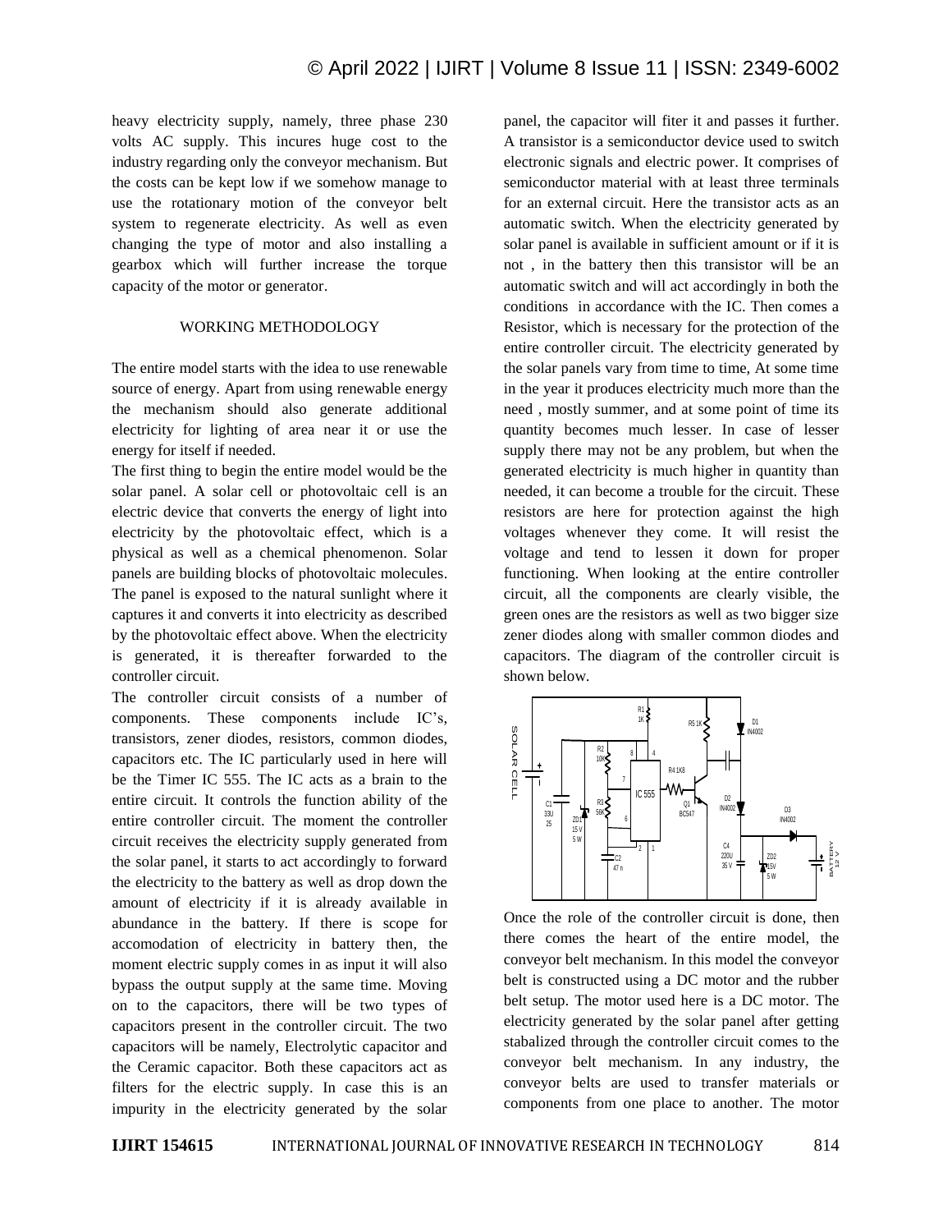heavy electricity supply, namely, three phase 230 volts AC supply. This incures huge cost to the industry regarding only the conveyor mechanism. But the costs can be kept low if we somehow manage to use the rotationary motion of the conveyor belt system to regenerate electricity. As well as even changing the type of motor and also installing a gearbox which will further increase the torque capacity of the motor or generator.

## WORKING METHODOLOGY

The entire model starts with the idea to use renewable source of energy. Apart from using renewable energy the mechanism should also generate additional electricity for lighting of area near it or use the energy for itself if needed.

The first thing to begin the entire model would be the solar panel. A solar cell or photovoltaic cell is an electric device that converts the energy of light into electricity by the photovoltaic effect, which is a physical as well as a chemical phenomenon. Solar panels are building blocks of photovoltaic molecules. The panel is exposed to the natural sunlight where it captures it and converts it into electricity as described by the photovoltaic effect above. When the electricity is generated, it is thereafter forwarded to the controller circuit.

The controller circuit consists of a number of components. These components include IC's, transistors, zener diodes, resistors, common diodes, capacitors etc. The IC particularly used in here will be the Timer IC 555. The IC acts as a brain to the entire circuit. It controls the function ability of the entire controller circuit. The moment the controller circuit receives the electricity supply generated from the solar panel, it starts to act accordingly to forward the electricity to the battery as well as drop down the amount of electricity if it is already available in abundance in the battery. If there is scope for accomodation of electricity in battery then, the moment electric supply comes in as input it will also bypass the output supply at the same time. Moving on to the capacitors, there will be two types of capacitors present in the controller circuit. The two capacitors will be namely, Electrolytic capacitor and the Ceramic capacitor. Both these capacitors act as filters for the electric supply. In case this is an impurity in the electricity generated by the solar panel, the capacitor will fiter it and passes it further. A transistor is a semiconductor device used to switch electronic signals and electric power. It comprises of semiconductor material with at least three terminals for an external circuit. Here the transistor acts as an automatic switch. When the electricity generated by solar panel is available in sufficient amount or if it is not , in the battery then this transistor will be an automatic switch and will act accordingly in both the conditions in accordance with the IC. Then comes a Resistor, which is necessary for the protection of the entire controller circuit. The electricity generated by the solar panels vary from time to time, At some time in the year it produces electricity much more than the need , mostly summer, and at some point of time its quantity becomes much lesser. In case of lesser supply there may not be any problem, but when the generated electricity is much higher in quantity than needed, it can become a trouble for the circuit. These resistors are here for protection against the high voltages whenever they come. It will resist the voltage and tend to lessen it down for proper functioning. When looking at the entire controller circuit, all the components are clearly visible, the green ones are the resistors as well as two bigger size zener diodes along with smaller common diodes and capacitors. The diagram of the controller circuit is shown below.

Once the role of the controller circuit is done, then there comes the heart of the entire model, the conveyor belt mechanism. In this model the conveyor belt is constructed using a DC motor and the rubber belt setup. The motor used here is a DC motor. The electricity generated by the solar panel after getting stabalized through the controller circuit comes to the conveyor belt mechanism. In any industry, the conveyor belts are used to transfer materials or components from one place to another. The motor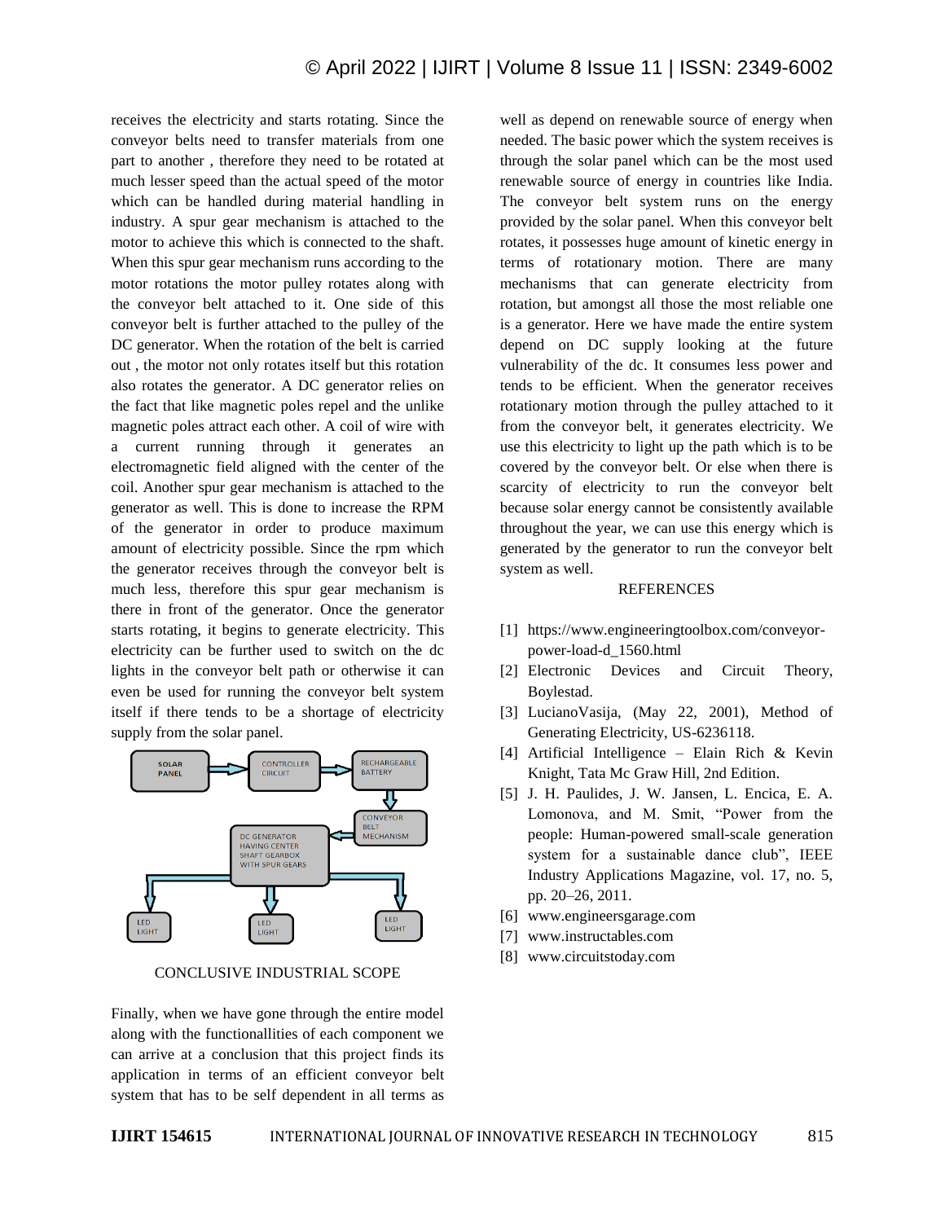receives the electricity and starts rotating. Since the conveyor belts need to transfer materials from one part to another , therefore they need to be rotated at much lesser speed than the actual speed of the motor which can be handled during material handling in industry. A spur gear mechanism is attached to the motor to achieve this which is connected to the shaft. When this spur gear mechanism runs according to the motor rotations the motor pulley rotates along with the conveyor belt attached to it. One side of this conveyor belt is further attached to the pulley of the DC generator. When the rotation of the belt is carried out , the motor not only rotates itself but this rotation also rotates the generator. A DC generator relies on the fact that like magnetic poles repel and the unlike magnetic poles attract each other. A coil of wire with a current running through it generates an electromagnetic field aligned with the center of the coil. Another spur gear mechanism is attached to the generator as well. This is done to increase the RPM of the generator in order to produce maximum amount of electricity possible. Since the rpm which the generator receives through the conveyor belt is much less, therefore this spur gear mechanism is there in front of the generator. Once the generator starts rotating, it begins to generate electricity. This electricity can be further used to switch on the dc lights in the conveyor belt path or otherwise it can even be used for running the conveyor belt system itself if there tends to be a shortage of electricity supply from the solar panel.

SOLAR PANEL

CONTROLLER CIRCUIT

RECHARGEABLE BATTERY

CONVEYOR BELT MECHANISM

DC GENERATOR HAVING CENTER SHAFT GEARBOX WITH SPUR GEARS

LED LIGHT

LED LIGHT

LED LIGHT

CONCLUSIVE INDUSTRIAL SCOPE

Finally, when we have gone through the entire model along with the functionallities of each component we can arrive at a conclusion that this project finds its application in terms of an efficient conveyor belt system that has to be self dependent in all terms as well as depend on renewable source of energy when needed. The basic power which the system receives is through the solar panel which can be the most used renewable source of energy in countries like India. The conveyor belt system runs on the energy provided by the solar panel. When this conveyor belt rotates, it possesses huge amount of kinetic energy in terms of rotationary motion. There are many mechanisms that can generate electricity from rotation, but amongst all those the most reliable one is a generator. Here we have made the entire system depend on DC supply looking at the future vulnerability of the dc. It consumes less power and tends to be efficient. When the generator receives rotationary motion through the pulley attached to it from the conveyor belt, it generates electricity. We use this electricity to light up the path which is to be covered by the conveyor belt. Or else when there is scarcity of electricity to run the conveyor belt because solar energy cannot be consistently available throughout the year, we can use this energy which is generated by the generator to run the conveyor belt system as well.

## REFERENCES

[1] https://www.engineeringtoolbox.com/conveyor-power-load-d_1560.html

[2] Electronic Devices and Circuit Theory, Boylestad.

[3] LucianoVasija, (May 22, 2001), Method of Generating Electricity, US-6236118.

[4] Artificial Intelligence – Elain Rich & Kevin Knight, Tata Mc Graw Hill, 2nd Edition.

[5] J. H. Paulides, J. W. Jansen, L. Encica, E. A. Lomonova, and M. Smit, "Power from the people: Human-powered small-scale generation system for a sustainable dance club", IEEE Industry Applications Magazine, vol. 17, no. 5, pp. 20–26, 2011.

[6] www.engineersgarage.com

[7] www.instructables.com

[8] www.circuitstoday.com